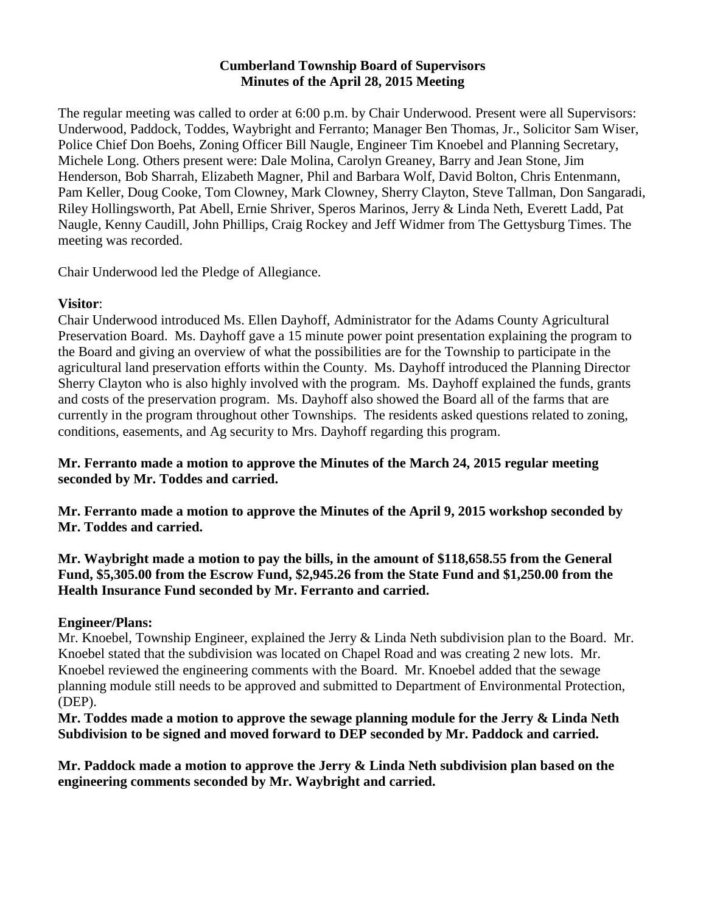**Cumberland Township Board of Supervisors**
**Minutes of the April 28, 2015 Meeting**

The regular meeting was called to order at 6:00 p.m. by Chair Underwood. Present were all Supervisors: Underwood, Paddock, Toddes, Waybright and Ferranto; Manager Ben Thomas, Jr., Solicitor Sam Wiser, Police Chief Don Boehs, Zoning Officer Bill Naugle, Engineer Tim Knoebel and Planning Secretary, Michele Long. Others present were: Dale Molina, Carolyn Greaney, Barry and Jean Stone, Jim Henderson, Bob Sharrah, Elizabeth Magner, Phil and Barbara Wolf, David Bolton, Chris Entenmann, Pam Keller, Doug Cooke, Tom Clowney, Mark Clowney, Sherry Clayton, Steve Tallman, Don Sangaradi, Riley Hollingsworth, Pat Abell, Ernie Shriver, Speros Marinos, Jerry & Linda Neth, Everett Ladd, Pat Naugle, Kenny Caudill, John Phillips, Craig Rockey and Jeff Widmer from The Gettysburg Times. The meeting was recorded.

Chair Underwood led the Pledge of Allegiance.

**Visitor**:
Chair Underwood introduced Ms. Ellen Dayhoff, Administrator for the Adams County Agricultural Preservation Board. Ms. Dayhoff gave a 15 minute power point presentation explaining the program to the Board and giving an overview of what the possibilities are for the Township to participate in the agricultural land preservation efforts within the County. Ms. Dayhoff introduced the Planning Director Sherry Clayton who is also highly involved with the program. Ms. Dayhoff explained the funds, grants and costs of the preservation program. Ms. Dayhoff also showed the Board all of the farms that are currently in the program throughout other Townships. The residents asked questions related to zoning, conditions, easements, and Ag security to Mrs. Dayhoff regarding this program.

**Mr. Ferranto made a motion to approve the Minutes of the March 24, 2015 regular meeting seconded by Mr. Toddes and carried.**

**Mr. Ferranto made a motion to approve the Minutes of the April 9, 2015 workshop seconded by Mr. Toddes and carried.**

**Mr. Waybright made a motion to pay the bills, in the amount of $118,658.55 from the General Fund, $5,305.00 from the Escrow Fund, $2,945.26 from the State Fund and $1,250.00 from the Health Insurance Fund seconded by Mr. Ferranto and carried.**

**Engineer/Plans:**
Mr. Knoebel, Township Engineer, explained the Jerry & Linda Neth subdivision plan to the Board. Mr. Knoebel stated that the subdivision was located on Chapel Road and was creating 2 new lots. Mr. Knoebel reviewed the engineering comments with the Board. Mr. Knoebel added that the sewage planning module still needs to be approved and submitted to Department of Environmental Protection, (DEP).
**Mr. Toddes made a motion to approve the sewage planning module for the Jerry & Linda Neth Subdivision to be signed and moved forward to DEP seconded by Mr. Paddock and carried.**

**Mr. Paddock made a motion to approve the Jerry & Linda Neth subdivision plan based on the engineering comments seconded by Mr. Waybright and carried.**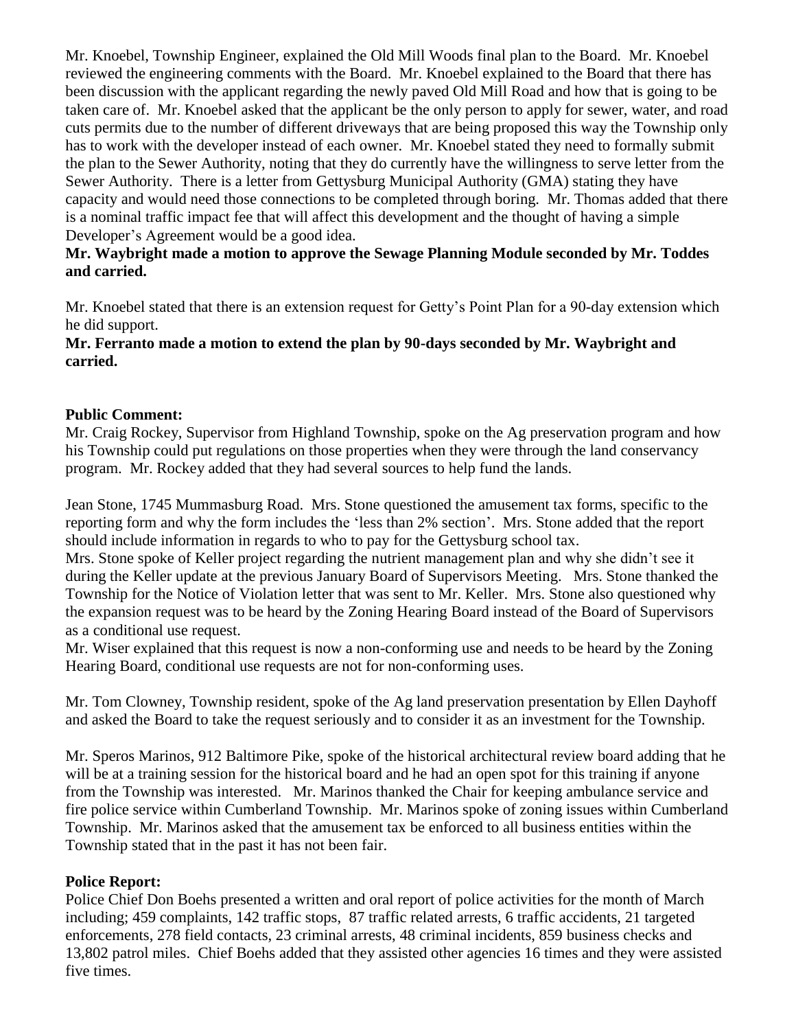Mr. Knoebel, Township Engineer, explained the Old Mill Woods final plan to the Board. Mr. Knoebel reviewed the engineering comments with the Board. Mr. Knoebel explained to the Board that there has been discussion with the applicant regarding the newly paved Old Mill Road and how that is going to be taken care of. Mr. Knoebel asked that the applicant be the only person to apply for sewer, water, and road cuts permits due to the number of different driveways that are being proposed this way the Township only has to work with the developer instead of each owner. Mr. Knoebel stated they need to formally submit the plan to the Sewer Authority, noting that they do currently have the willingness to serve letter from the Sewer Authority. There is a letter from Gettysburg Municipal Authority (GMA) stating they have capacity and would need those connections to be completed through boring. Mr. Thomas added that there is a nominal traffic impact fee that will affect this development and the thought of having a simple Developer's Agreement would be a good idea.

**Mr. Waybright made a motion to approve the Sewage Planning Module seconded by Mr. Toddes and carried.**

Mr. Knoebel stated that there is an extension request for Getty's Point Plan for a 90-day extension which he did support.

**Mr. Ferranto made a motion to extend the plan by 90-days seconded by Mr. Waybright and carried.**

**Public Comment:**

Mr. Craig Rockey, Supervisor from Highland Township, spoke on the Ag preservation program and how his Township could put regulations on those properties when they were through the land conservancy program. Mr. Rockey added that they had several sources to help fund the lands.

Jean Stone, 1745 Mummasburg Road. Mrs. Stone questioned the amusement tax forms, specific to the reporting form and why the form includes the 'less than 2% section'. Mrs. Stone added that the report should include information in regards to who to pay for the Gettysburg school tax.

Mrs. Stone spoke of Keller project regarding the nutrient management plan and why she didn't see it during the Keller update at the previous January Board of Supervisors Meeting. Mrs. Stone thanked the Township for the Notice of Violation letter that was sent to Mr. Keller. Mrs. Stone also questioned why the expansion request was to be heard by the Zoning Hearing Board instead of the Board of Supervisors as a conditional use request.

Mr. Wiser explained that this request is now a non-conforming use and needs to be heard by the Zoning Hearing Board, conditional use requests are not for non-conforming uses.

Mr. Tom Clowney, Township resident, spoke of the Ag land preservation presentation by Ellen Dayhoff and asked the Board to take the request seriously and to consider it as an investment for the Township.

Mr. Speros Marinos, 912 Baltimore Pike, spoke of the historical architectural review board adding that he will be at a training session for the historical board and he had an open spot for this training if anyone from the Township was interested. Mr. Marinos thanked the Chair for keeping ambulance service and fire police service within Cumberland Township. Mr. Marinos spoke of zoning issues within Cumberland Township. Mr. Marinos asked that the amusement tax be enforced to all business entities within the Township stated that in the past it has not been fair.

**Police Report:**

Police Chief Don Boehs presented a written and oral report of police activities for the month of March including; 459 complaints, 142 traffic stops, 87 traffic related arrests, 6 traffic accidents, 21 targeted enforcements, 278 field contacts, 23 criminal arrests, 48 criminal incidents, 859 business checks and 13,802 patrol miles. Chief Boehs added that they assisted other agencies 16 times and they were assisted five times.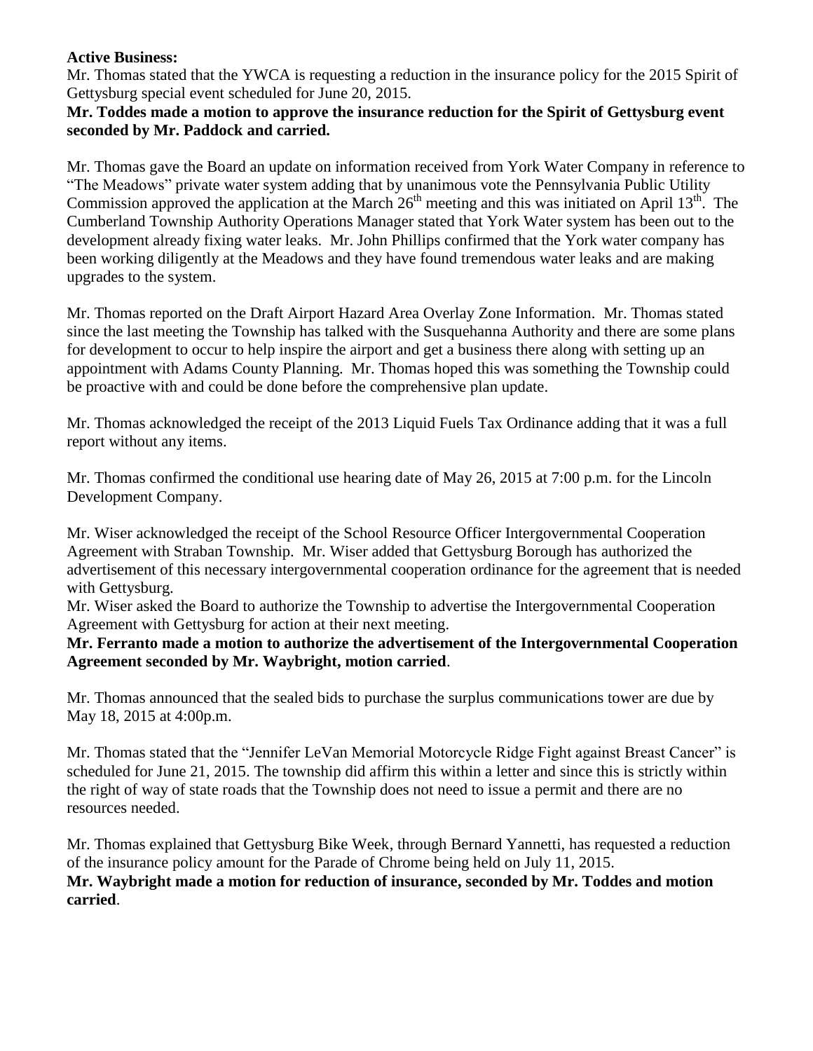**Active Business:**

Mr. Thomas stated that the YWCA is requesting a reduction in the insurance policy for the 2015 Spirit of Gettysburg special event scheduled for June 20, 2015.

**Mr. Toddes made a motion to approve the insurance reduction for the Spirit of Gettysburg event seconded by Mr. Paddock and carried.**

Mr. Thomas gave the Board an update on information received from York Water Company in reference to "The Meadows" private water system adding that by unanimous vote the Pennsylvania Public Utility Commission approved the application at the March 26th meeting and this was initiated on April 13th. The Cumberland Township Authority Operations Manager stated that York Water system has been out to the development already fixing water leaks. Mr. John Phillips confirmed that the York water company has been working diligently at the Meadows and they have found tremendous water leaks and are making upgrades to the system.

Mr. Thomas reported on the Draft Airport Hazard Area Overlay Zone Information. Mr. Thomas stated since the last meeting the Township has talked with the Susquehanna Authority and there are some plans for development to occur to help inspire the airport and get a business there along with setting up an appointment with Adams County Planning. Mr. Thomas hoped this was something the Township could be proactive with and could be done before the comprehensive plan update.

Mr. Thomas acknowledged the receipt of the 2013 Liquid Fuels Tax Ordinance adding that it was a full report without any items.

Mr. Thomas confirmed the conditional use hearing date of May 26, 2015 at 7:00 p.m. for the Lincoln Development Company.

Mr. Wiser acknowledged the receipt of the School Resource Officer Intergovernmental Cooperation Agreement with Straban Township. Mr. Wiser added that Gettysburg Borough has authorized the advertisement of this necessary intergovernmental cooperation ordinance for the agreement that is needed with Gettysburg.

Mr. Wiser asked the Board to authorize the Township to advertise the Intergovernmental Cooperation Agreement with Gettysburg for action at their next meeting.

**Mr. Ferranto made a motion to authorize the advertisement of the Intergovernmental Cooperation Agreement seconded by Mr. Waybright, motion carried**.

Mr. Thomas announced that the sealed bids to purchase the surplus communications tower are due by May 18, 2015 at 4:00p.m.

Mr. Thomas stated that the "Jennifer LeVan Memorial Motorcycle Ridge Fight against Breast Cancer" is scheduled for June 21, 2015. The township did affirm this within a letter and since this is strictly within the right of way of state roads that the Township does not need to issue a permit and there are no resources needed.

Mr. Thomas explained that Gettysburg Bike Week, through Bernard Yannetti, has requested a reduction of the insurance policy amount for the Parade of Chrome being held on July 11, 2015.

**Mr. Waybright made a motion for reduction of insurance, seconded by Mr. Toddes and motion carried**.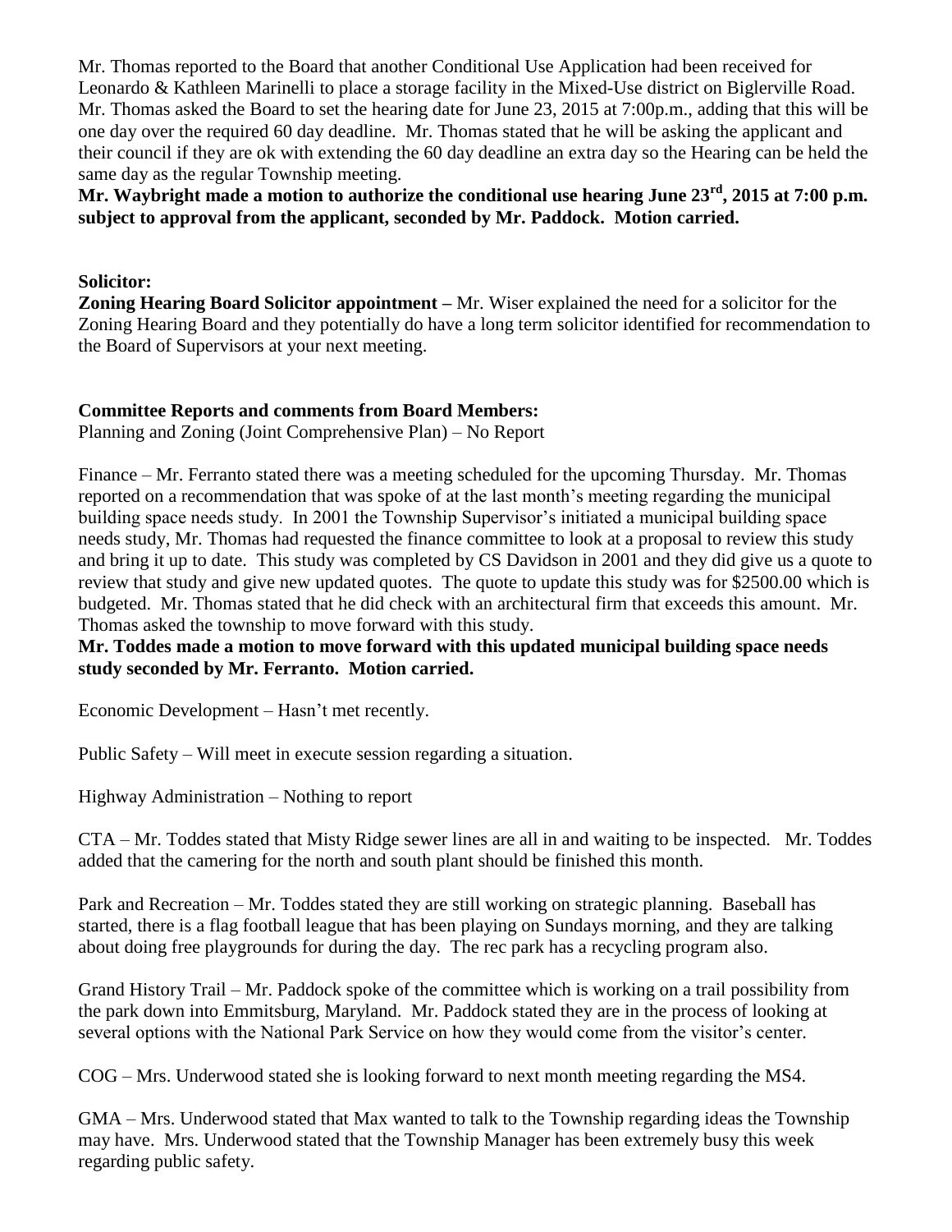Mr. Thomas reported to the Board that another Conditional Use Application had been received for Leonardo & Kathleen Marinelli to place a storage facility in the Mixed-Use district on Biglerville Road. Mr. Thomas asked the Board to set the hearing date for June 23, 2015 at 7:00p.m., adding that this will be one day over the required 60 day deadline. Mr. Thomas stated that he will be asking the applicant and their council if they are ok with extending the 60 day deadline an extra day so the Hearing can be held the same day as the regular Township meeting.

**Mr. Waybright made a motion to authorize the conditional use hearing June 23rd, 2015 at 7:00 p.m. subject to approval from the applicant, seconded by Mr. Paddock. Motion carried.**

**Solicitor:**

**Zoning Hearing Board Solicitor appointment –** Mr. Wiser explained the need for a solicitor for the Zoning Hearing Board and they potentially do have a long term solicitor identified for recommendation to the Board of Supervisors at your next meeting.

**Committee Reports and comments from Board Members:**

Planning and Zoning (Joint Comprehensive Plan) – No Report

Finance – Mr. Ferranto stated there was a meeting scheduled for the upcoming Thursday. Mr. Thomas reported on a recommendation that was spoke of at the last month's meeting regarding the municipal building space needs study. In 2001 the Township Supervisor's initiated a municipal building space needs study, Mr. Thomas had requested the finance committee to look at a proposal to review this study and bring it up to date. This study was completed by CS Davidson in 2001 and they did give us a quote to review that study and give new updated quotes. The quote to update this study was for $2500.00 which is budgeted. Mr. Thomas stated that he did check with an architectural firm that exceeds this amount. Mr. Thomas asked the township to move forward with this study.

**Mr. Toddes made a motion to move forward with this updated municipal building space needs study seconded by Mr. Ferranto. Motion carried.**

Economic Development – Hasn't met recently.

Public Safety – Will meet in execute session regarding a situation.

Highway Administration – Nothing to report

CTA – Mr. Toddes stated that Misty Ridge sewer lines are all in and waiting to be inspected. Mr. Toddes added that the camering for the north and south plant should be finished this month.

Park and Recreation – Mr. Toddes stated they are still working on strategic planning. Baseball has started, there is a flag football league that has been playing on Sundays morning, and they are talking about doing free playgrounds for during the day. The rec park has a recycling program also.

Grand History Trail – Mr. Paddock spoke of the committee which is working on a trail possibility from the park down into Emmitsburg, Maryland. Mr. Paddock stated they are in the process of looking at several options with the National Park Service on how they would come from the visitor's center.

COG – Mrs. Underwood stated she is looking forward to next month meeting regarding the MS4.

GMA – Mrs. Underwood stated that Max wanted to talk to the Township regarding ideas the Township may have. Mrs. Underwood stated that the Township Manager has been extremely busy this week regarding public safety.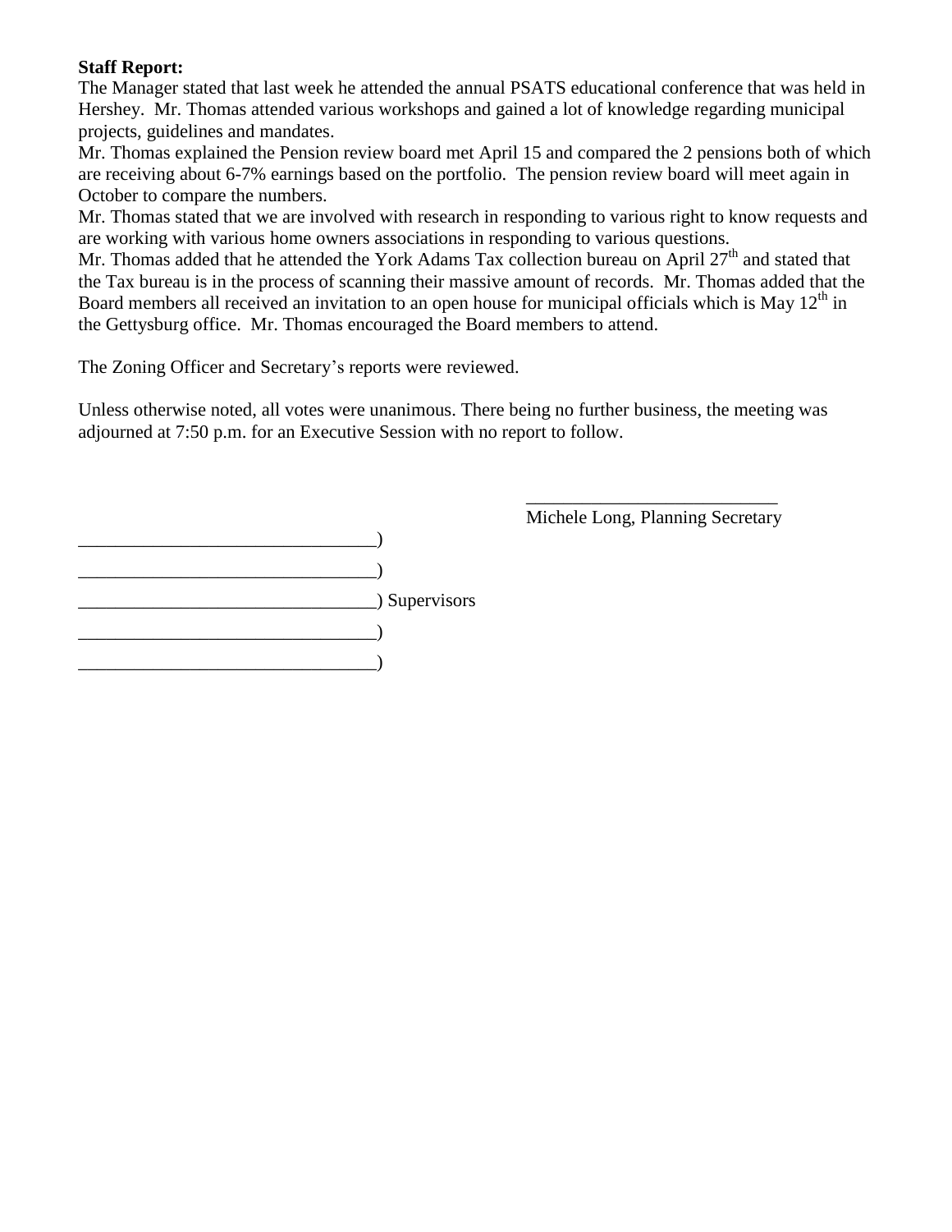**Staff Report:**

The Manager stated that last week he attended the annual PSATS educational conference that was held in Hershey. Mr. Thomas attended various workshops and gained a lot of knowledge regarding municipal projects, guidelines and mandates.

Mr. Thomas explained the Pension review board met April 15 and compared the 2 pensions both of which are receiving about 6-7% earnings based on the portfolio. The pension review board will meet again in October to compare the numbers.

Mr. Thomas stated that we are involved with research in responding to various right to know requests and are working with various home owners associations in responding to various questions.

Mr. Thomas added that he attended the York Adams Tax collection bureau on April 27th and stated that the Tax bureau is in the process of scanning their massive amount of records. Mr. Thomas added that the Board members all received an invitation to an open house for municipal officials which is May 12th in the Gettysburg office. Mr. Thomas encouraged the Board members to attend.

The Zoning Officer and Secretary's reports were reviewed.

Unless otherwise noted, all votes were unanimous. There being no further business, the meeting was adjourned at 7:50 p.m. for an Executive Session with no report to follow.

\_\_\_\_\_\_\_\_\_\_\_\_\_\_\_\_\_\_\_\_\_\_\_\_\_\_\_
Michele Long, Planning Secretary

\_\_\_\_\_\_\_\_\_\_\_\_\_\_\_\_\_\_\_\_\_\_\_\_\_\_\_\_\_\_\_\_)
\_\_\_\_\_\_\_\_\_\_\_\_\_\_\_\_\_\_\_\_\_\_\_\_\_\_\_\_\_\_\_\_)
\_\_\_\_\_\_\_\_\_\_\_\_\_\_\_\_\_\_\_\_\_\_\_\_\_\_\_\_\_\_\_\_) Supervisors
\_\_\_\_\_\_\_\_\_\_\_\_\_\_\_\_\_\_\_\_\_\_\_\_\_\_\_\_\_\_\_\_)
\_\_\_\_\_\_\_\_\_\_\_\_\_\_\_\_\_\_\_\_\_\_\_\_\_\_\_\_\_\_\_\_)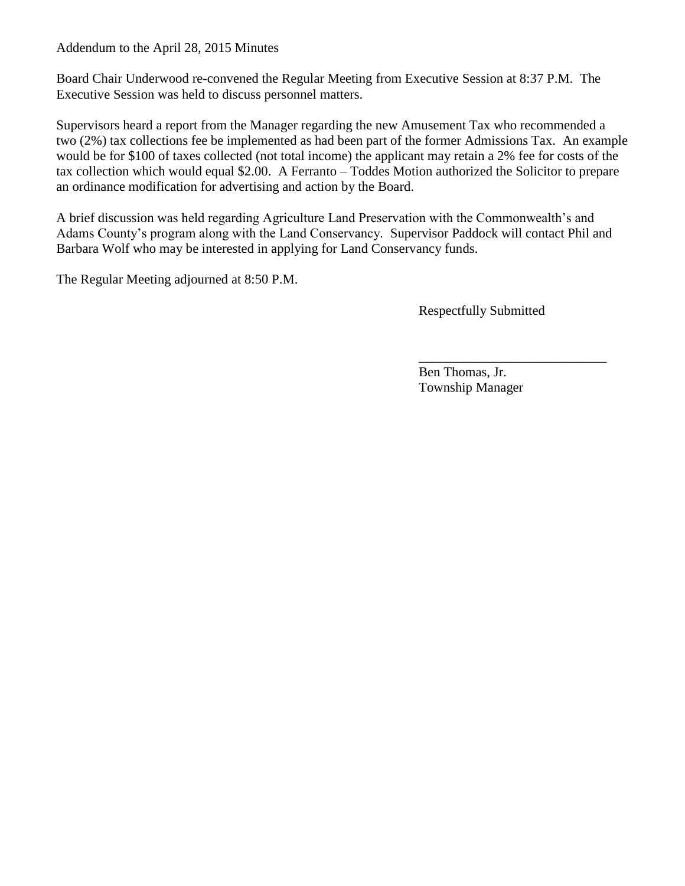Addendum to the April 28, 2015 Minutes

Board Chair Underwood re-convened the Regular Meeting from Executive Session at 8:37 P.M. The Executive Session was held to discuss personnel matters.

Supervisors heard a report from the Manager regarding the new Amusement Tax who recommended a two (2%) tax collections fee be implemented as had been part of the former Admissions Tax. An example would be for $100 of taxes collected (not total income) the applicant may retain a 2% fee for costs of the tax collection which would equal $2.00. A Ferranto – Toddes Motion authorized the Solicitor to prepare an ordinance modification for advertising and action by the Board.

A brief discussion was held regarding Agriculture Land Preservation with the Commonwealth's and Adams County's program along with the Land Conservancy. Supervisor Paddock will contact Phil and Barbara Wolf who may be interested in applying for Land Conservancy funds.

The Regular Meeting adjourned at 8:50 P.M.

Respectfully Submitted

\_\_\_\_\_\_\_\_\_\_\_\_\_\_\_\_\_\_\_\_\_\_\_\_\_\_\_\_

Ben Thomas, Jr.
Township Manager